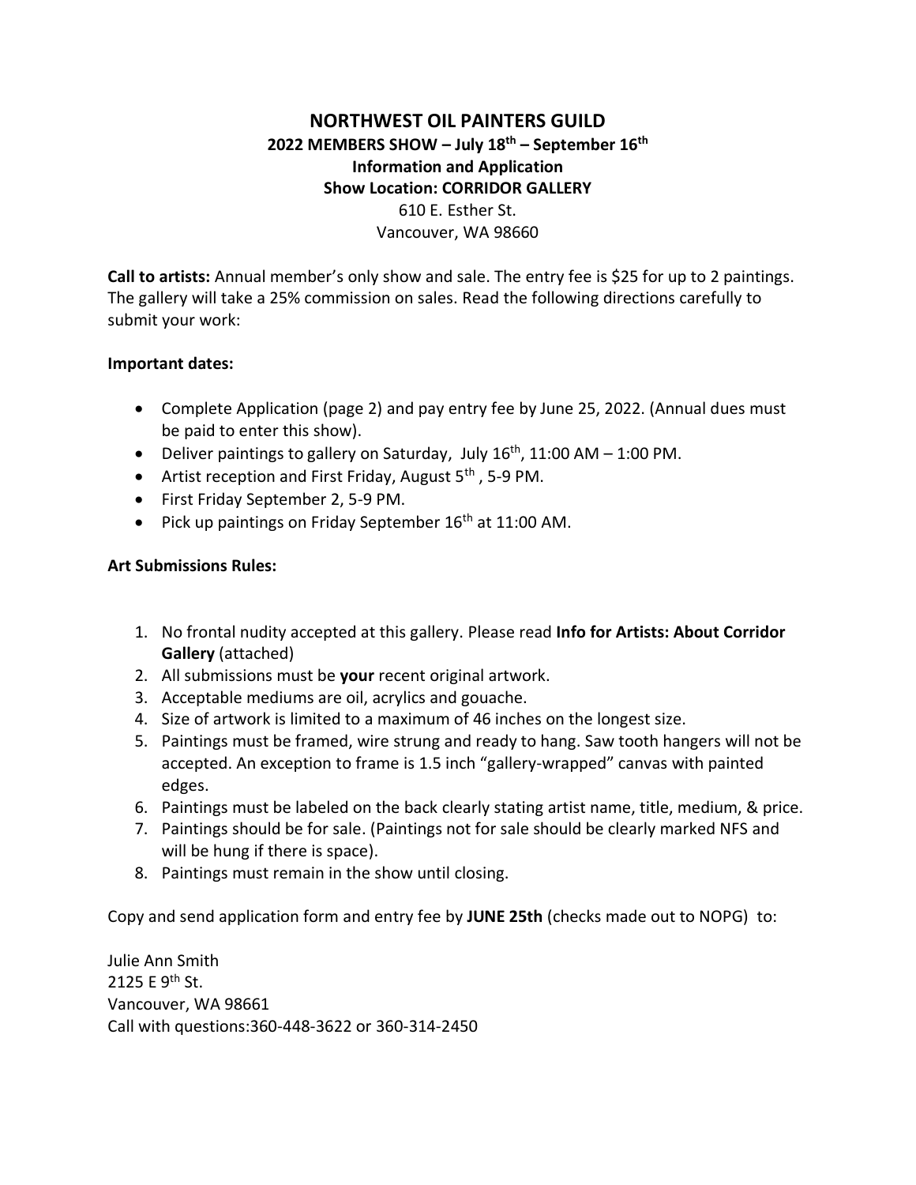# NORTHWEST OIL PAINTERS GUILD

## 2022 MEMBERS SHOW – July 18th – September 16th

### Information and Application

### Show Location: CORRIDOR GALLERY

610 E. Esther St.
Vancouver, WA 98660

**Call to artists:** Annual member's only show and sale. The entry fee is $25 for up to 2 paintings. The gallery will take a 25% commission on sales. Read the following directions carefully to submit your work:

**Important dates:**

- Complete Application (page 2) and pay entry fee by June 25, 2022. (Annual dues must be paid to enter this show).
- Deliver paintings to gallery on Saturday, July 16th, 11:00 AM – 1:00 PM.
- Artist reception and First Friday, August 5th, 5-9 PM.
- First Friday September 2, 5-9 PM.
- Pick up paintings on Friday September 16th at 11:00 AM.

**Art Submissions Rules:**

1. No frontal nudity accepted at this gallery. Please read **Info for Artists: About Corridor Gallery** (attached)
2. All submissions must be **your** recent original artwork.
3. Acceptable mediums are oil, acrylics and gouache.
4. Size of artwork is limited to a maximum of 46 inches on the longest size.
5. Paintings must be framed, wire strung and ready to hang. Saw tooth hangers will not be accepted. An exception to frame is 1.5 inch "gallery-wrapped" canvas with painted edges.
6. Paintings must be labeled on the back clearly stating artist name, title, medium, & price.
7. Paintings should be for sale. (Paintings not for sale should be clearly marked NFS and will be hung if there is space).
8. Paintings must remain in the show until closing.

Copy and send application form and entry fee by **JUNE 25th** (checks made out to NOPG) to:

Julie Ann Smith
2125 E 9th St.
Vancouver, WA 98661
Call with questions:360-448-3622 or 360-314-2450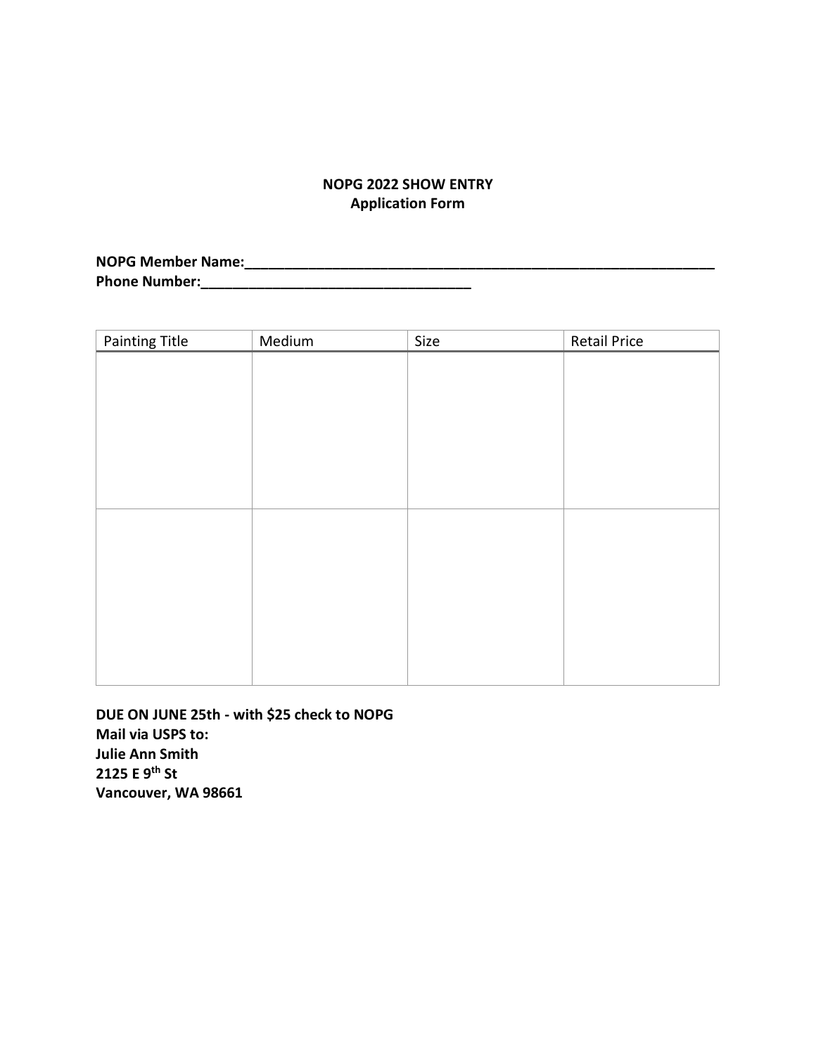**NOPG 2022 SHOW ENTRY**
**Application Form**

**NOPG Member Name:_______________________________________________________________**
**Phone Number:___________________________________**

| Painting Title | Medium | Size | Retail Price |
| --- | --- | --- | --- |
| | | | |
| | | | |

**DUE ON JUNE 25th - with $25 check to NOPG**
**Mail via USPS to:**
**Julie Ann Smith**
**2125 E 9th St**
**Vancouver, WA 98661**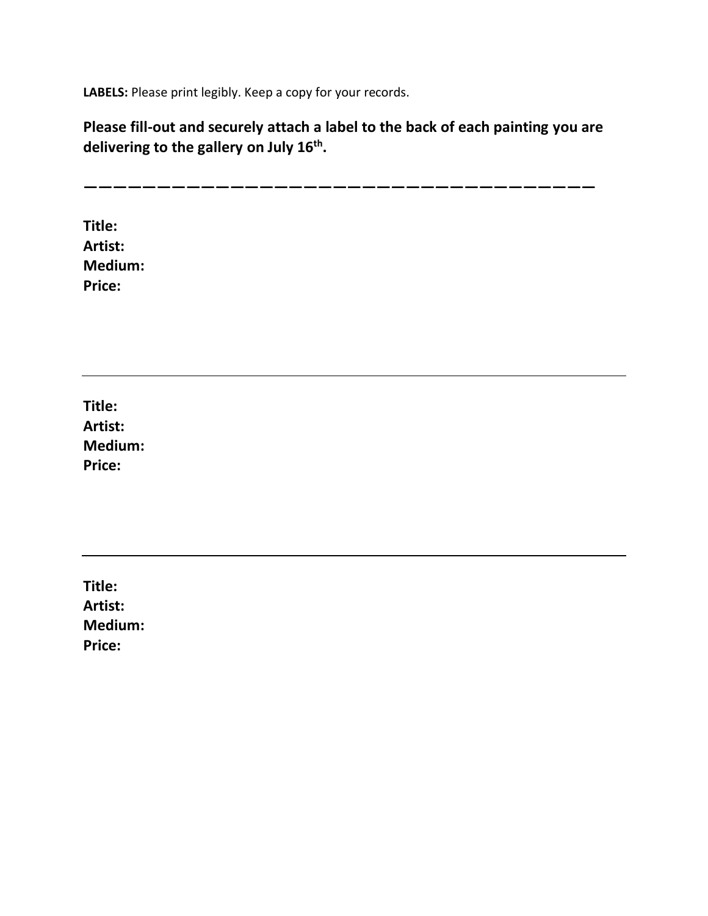**LABELS:** Please print legibly. Keep a copy for your records.

**Please fill-out and securely attach a label to the back of each painting you are delivering to the gallery on July 16th.**

———————————————————————————————————

**Title:**
**Artist:**
**Medium:**
**Price:**

---

**Title:**
**Artist:**
**Medium:**
**Price:**

---

**Title:**
**Artist:**
**Medium:**
**Price:**